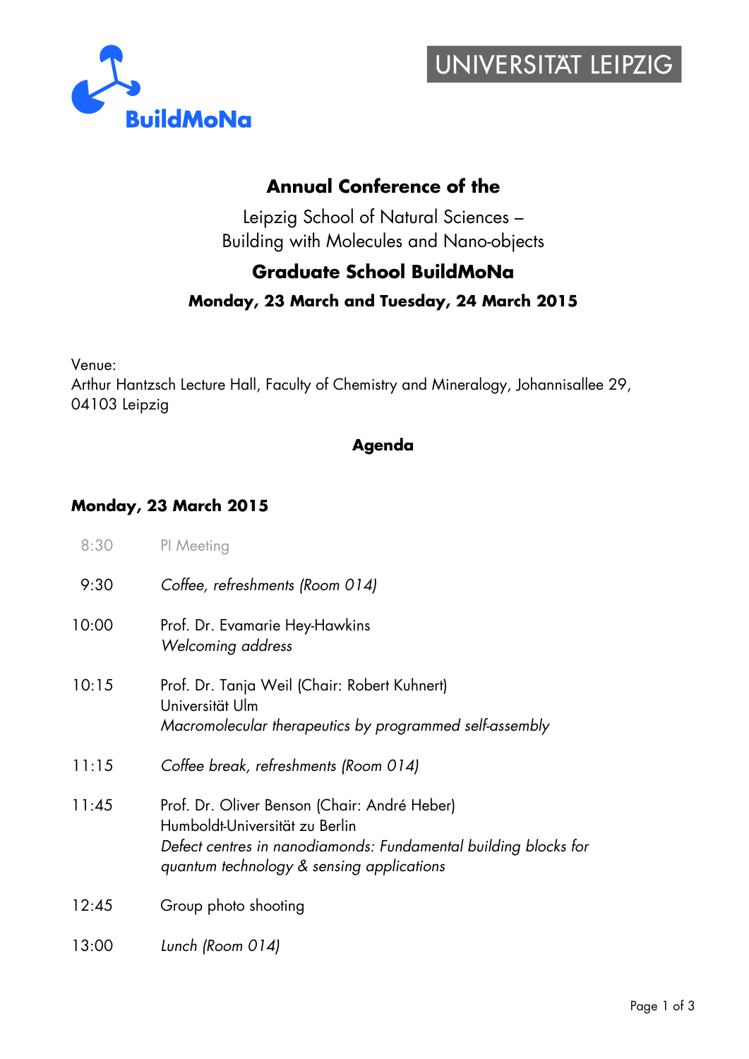# Annual Conference of the

Leipzig School of Natural Sciences –
Building with Molecules and Nano-objects

## Graduate School BuildMoNa

**Monday, 23 March and Tuesday, 24 March 2015**

Venue:
Arthur Hantzsch Lecture Hall, Faculty of Chemistry and Mineralogy, Johannisallee 29, 04103 Leipzig

### Agenda

### Monday, 23 March 2015

| | |
|---|---|
| 8:30 | PI Meeting |
| 9:30 | *Coffee, refreshments (Room 014)* |
| 10:00 | Prof. Dr. Evamarie Hey-Hawkins<br>*Welcoming address* |
| 10:15 | Prof. Dr. Tanja Weil (Chair: Robert Kuhnert)<br>Universität Ulm<br>*Macromolecular therapeutics by programmed self-assembly* |
| 11:15 | *Coffee break, refreshments (Room 014)* |
| 11:45 | Prof. Dr. Oliver Benson (Chair: André Heber)<br>Humboldt-Universität zu Berlin<br>*Defect centres in nanodiamonds: Fundamental building blocks for quantum technology & sensing applications* |
| 12:45 | Group photo shooting |
| 13:00 | *Lunch (Room 014)* |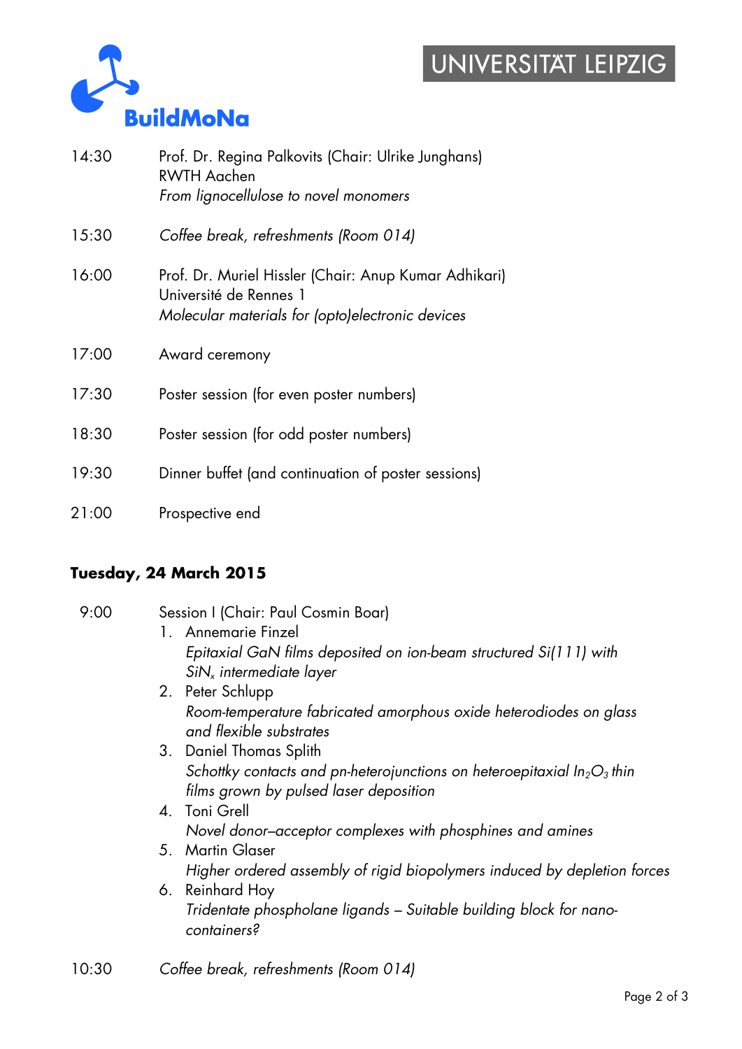| | |
|---|---|
| 14:30 | Prof. Dr. Regina Palkovits (Chair: Ulrike Junghans)<br>RWTH Aachen<br>*From lignocellulose to novel monomers* |
| 15:30 | *Coffee break, refreshments (Room 014)* |
| 16:00 | Prof. Dr. Muriel Hissler (Chair: Anup Kumar Adhikari)<br>Université de Rennes 1<br>*Molecular materials for (opto)electronic devices* |
| 17:00 | Award ceremony |
| 17:30 | Poster session (for even poster numbers) |
| 18:30 | Poster session (for odd poster numbers) |
| 19:30 | Dinner buffet (and continuation of poster sessions) |
| 21:00 | Prospective end |

**Tuesday, 24 March 2015**

9:00 Session I (Chair: Paul Cosmin Boar)

1. Annemarie Finzel
   *Epitaxial GaN films deposited on ion-beam structured Si(111) with $SiN_x$ intermediate layer*
2. Peter Schlupp
   *Room-temperature fabricated amorphous oxide heterodiodes on glass and flexible substrates*
3. Daniel Thomas Splith
   *Schottky contacts and pn-heterojunctions on heteroepitaxial $In_2O_3$ thin films grown by pulsed laser deposition*
4. Toni Grell
   *Novel donor–acceptor complexes with phosphines and amines*
5. Martin Glaser
   *Higher ordered assembly of rigid biopolymers induced by depletion forces*
6. Reinhard Hoy
   *Tridentate phospholane ligands – Suitable building block for nano-containers?*

10:30 *Coffee break, refreshments (Room 014)*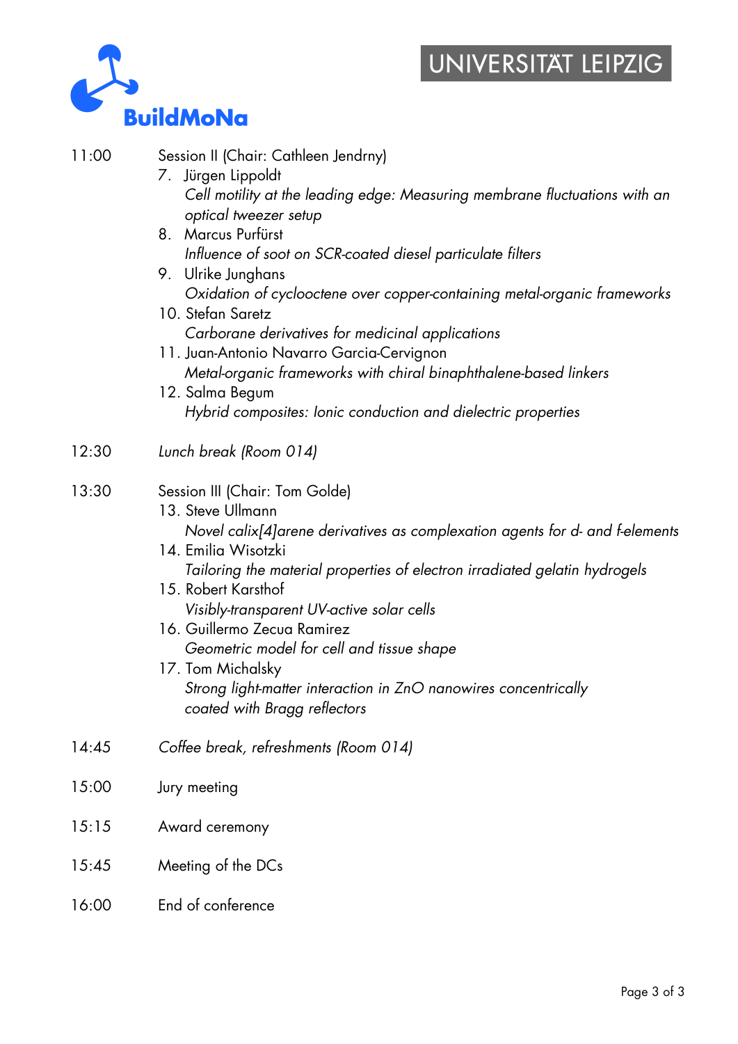| | | |
|---|---|---|
| 11:00 | Session II (Chair: Cathleen Jendrny) | |
| | 7. Jürgen Lippoldt | *Cell motility at the leading edge: Measuring membrane fluctuations with an optical tweezer setup* |
| | 8. Marcus Purfürst | *Influence of soot on SCR-coated diesel particulate filters* |
| | 9. Ulrike Junghans | *Oxidation of cyclooctene over copper-containing metal-organic frameworks* |
| | 10. Stefan Saretz | *Carborane derivatives for medicinal applications* |
| | 11. Juan-Antonio Navarro Garcia-Cervignon | *Metal-organic frameworks with chiral binaphthalene-based linkers* |
| | 12. Salma Begum | *Hybrid composites: Ionic conduction and dielectric properties* |
| 12:30 | *Lunch break (Room 014)* | |
| 13:30 | Session III (Chair: Tom Golde) | |
| | 13. Steve Ullmann | *Novel calix[4]arene derivatives as complexation agents for d- and f-elements* |
| | 14. Emilia Wisotzki | *Tailoring the material properties of electron irradiated gelatin hydrogels* |
| | 15. Robert Karsthof | *Visibly-transparent UV-active solar cells* |
| | 16. Guillermo Zecua Ramirez | *Geometric model for cell and tissue shape* |
| | 17. Tom Michalsky | *Strong light-matter interaction in ZnO nanowires concentrically coated with Bragg reflectors* |
| 14:45 | *Coffee break, refreshments (Room 014)* | |
| 15:00 | Jury meeting | |
| 15:15 | Award ceremony | |
| 15:45 | Meeting of the DCs | |
| 16:00 | End of conference | |